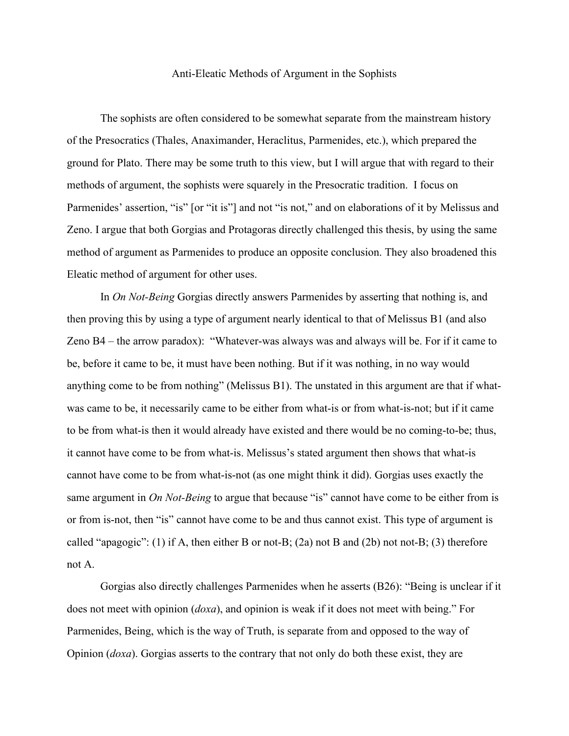# Anti-Eleatic Methods of Argument in the Sophists

The sophists are often considered to be somewhat separate from the mainstream history of the Presocratics (Thales, Anaximander, Heraclitus, Parmenides, etc.), which prepared the ground for Plato. There may be some truth to this view, but I will argue that with regard to their methods of argument, the sophists were squarely in the Presocratic tradition. I focus on Parmenides' assertion, "is" [or "it is"] and not "is not," and on elaborations of it by Melissus and Zeno. I argue that both Gorgias and Protagoras directly challenged this thesis, by using the same method of argument as Parmenides to produce an opposite conclusion. They also broadened this Eleatic method of argument for other uses.

In *On Not-Being* Gorgias directly answers Parmenides by asserting that nothing is, and then proving this by using a type of argument nearly identical to that of Melissus B1 (and also Zeno B4 – the arrow paradox): "Whatever-was always was and always will be. For if it came to be, before it came to be, it must have been nothing. But if it was nothing, in no way would anything come to be from nothing" (Melissus B1). The unstated in this argument are that if what-was came to be, it necessarily came to be either from what-is or from what-is-not; but if it came to be from what-is then it would already have existed and there would be no coming-to-be; thus, it cannot have come to be from what-is. Melissus's stated argument then shows that what-is cannot have come to be from what-is-not (as one might think it did). Gorgias uses exactly the same argument in *On Not-Being* to argue that because "is" cannot have come to be either from is or from is-not, then "is" cannot have come to be and thus cannot exist. This type of argument is called "apagogic": (1) if A, then either B or not-B; (2a) not B and (2b) not not-B; (3) therefore not A.

Gorgias also directly challenges Parmenides when he asserts (B26): "Being is unclear if it does not meet with opinion (*doxa*), and opinion is weak if it does not meet with being." For Parmenides, Being, which is the way of Truth, is separate from and opposed to the way of Opinion (*doxa*). Gorgias asserts to the contrary that not only do both these exist, they are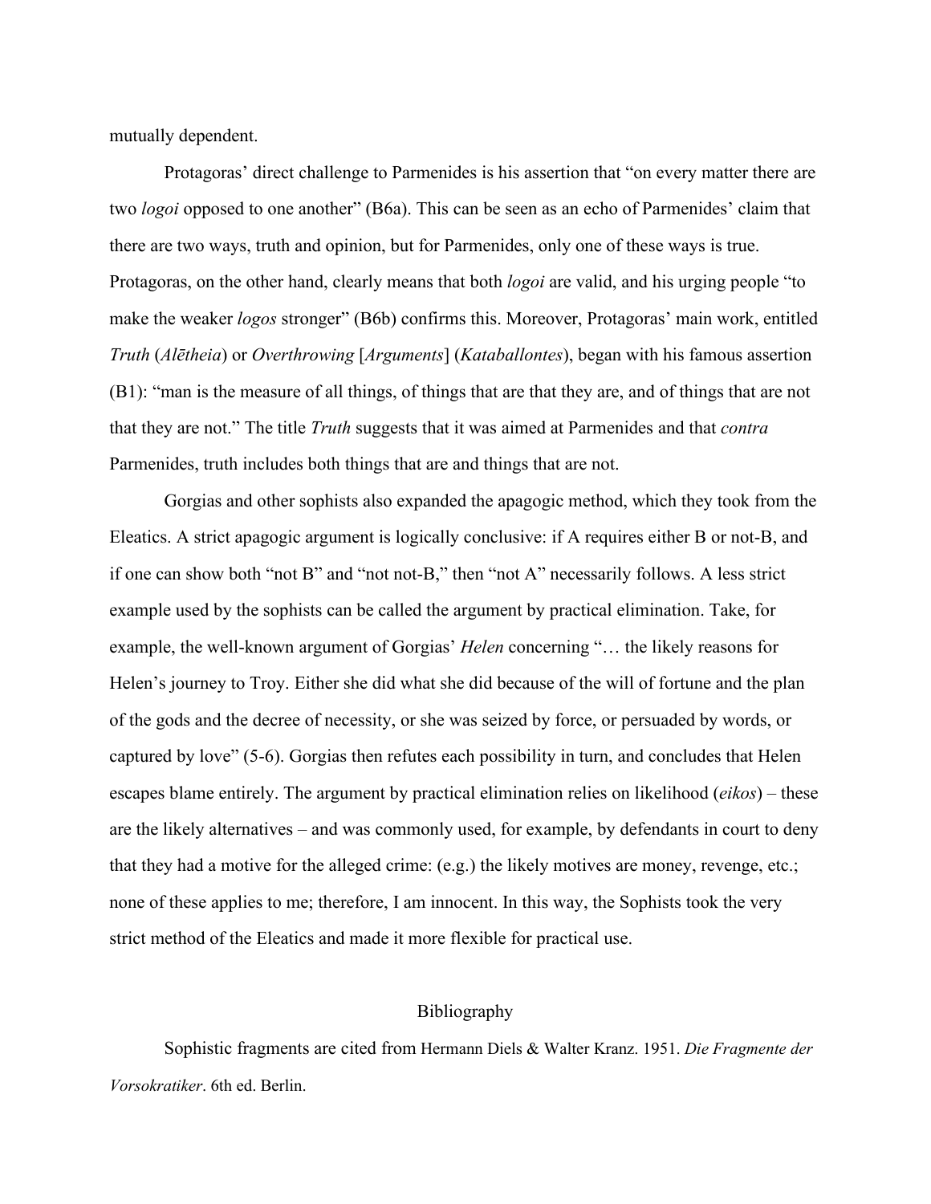mutually dependent.

Protagoras' direct challenge to Parmenides is his assertion that "on every matter there are two *logoi* opposed to one another" (B6a). This can be seen as an echo of Parmenides' claim that there are two ways, truth and opinion, but for Parmenides, only one of these ways is true. Protagoras, on the other hand, clearly means that both *logoi* are valid, and his urging people "to make the weaker *logos* stronger" (B6b) confirms this. Moreover, Protagoras' main work, entitled *Truth* (*Alētheia*) or *Overthrowing* [*Arguments*] (*Kataballontes*), began with his famous assertion (B1): "man is the measure of all things, of things that are that they are, and of things that are not that they are not." The title *Truth* suggests that it was aimed at Parmenides and that *contra* Parmenides, truth includes both things that are and things that are not.

Gorgias and other sophists also expanded the apagogic method, which they took from the Eleatics. A strict apagogic argument is logically conclusive: if A requires either B or not-B, and if one can show both "not B" and "not not-B," then "not A" necessarily follows. A less strict example used by the sophists can be called the argument by practical elimination. Take, for example, the well-known argument of Gorgias' *Helen* concerning "… the likely reasons for Helen's journey to Troy. Either she did what she did because of the will of fortune and the plan of the gods and the decree of necessity, or she was seized by force, or persuaded by words, or captured by love" (5-6). Gorgias then refutes each possibility in turn, and concludes that Helen escapes blame entirely. The argument by practical elimination relies on likelihood (*eikos*) – these are the likely alternatives – and was commonly used, for example, by defendants in court to deny that they had a motive for the alleged crime: (e.g.) the likely motives are money, revenge, etc.; none of these applies to me; therefore, I am innocent. In this way, the Sophists took the very strict method of the Eleatics and made it more flexible for practical use.

## Bibliography

Sophistic fragments are cited from Hermann Diels & Walter Kranz. 1951. *Die Fragmente der Vorsokratiker*. 6th ed. Berlin.